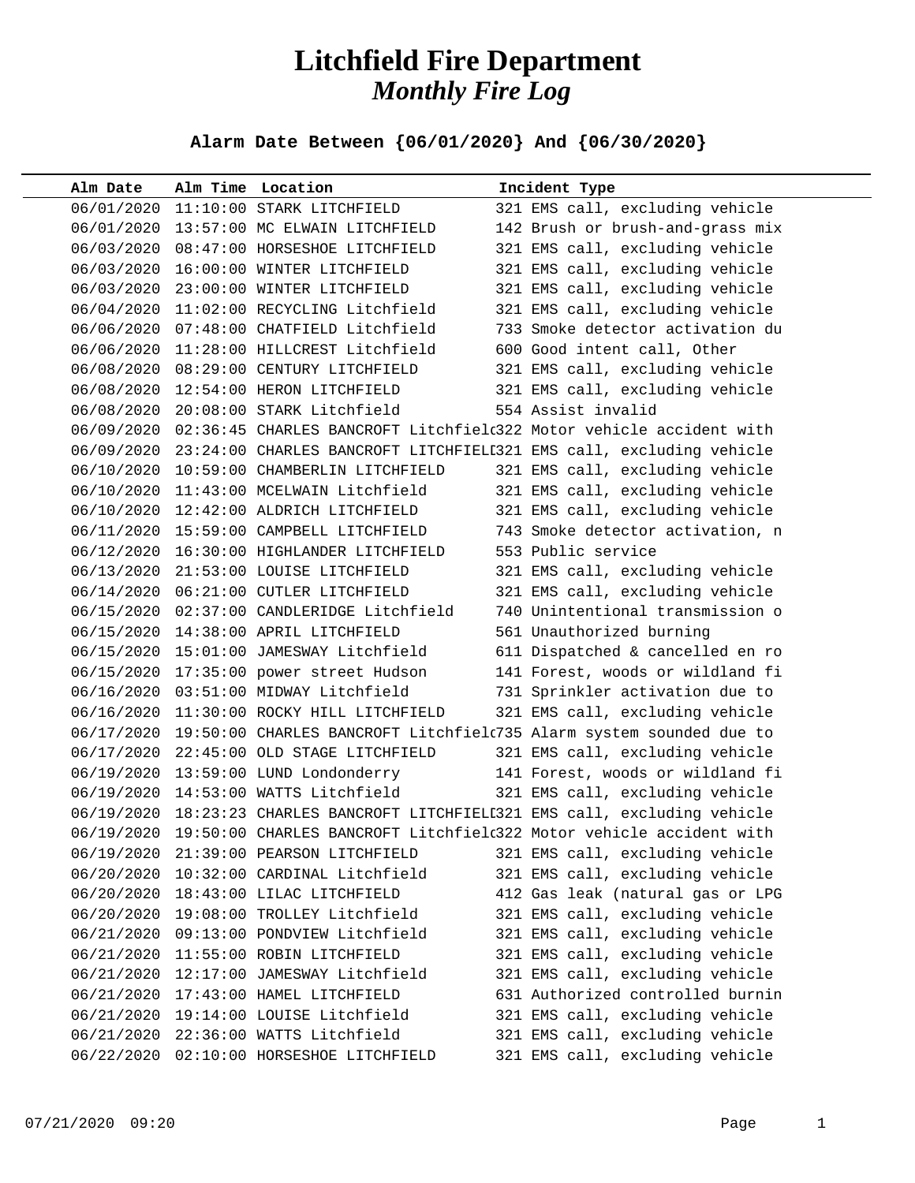# Litchfield Fire Department

## *Monthly Fire Log*

**Alarm Date Between {06/01/2020} And {06/30/2020}**

| Alm Date | Alm Time | Location | Incident Type |
|---|---|---|---|
| 06/01/2020 | 11:10:00 | STARK LITCHFIELD | 321 EMS call, excluding vehicle |
| 06/01/2020 | 13:57:00 | MC ELWAIN LITCHFIELD | 142 Brush or brush-and-grass mix |
| 06/03/2020 | 08:47:00 | HORSESHOE LITCHFIELD | 321 EMS call, excluding vehicle |
| 06/03/2020 | 16:00:00 | WINTER LITCHFIELD | 321 EMS call, excluding vehicle |
| 06/03/2020 | 23:00:00 | WINTER LITCHFIELD | 321 EMS call, excluding vehicle |
| 06/04/2020 | 11:02:00 | RECYCLING Litchfield | 321 EMS call, excluding vehicle |
| 06/06/2020 | 07:48:00 | CHATFIELD Litchfield | 733 Smoke detector activation du |
| 06/06/2020 | 11:28:00 | HILLCREST Litchfield | 600 Good intent call, Other |
| 06/08/2020 | 08:29:00 | CENTURY LITCHFIELD | 321 EMS call, excluding vehicle |
| 06/08/2020 | 12:54:00 | HERON LITCHFIELD | 321 EMS call, excluding vehicle |
| 06/08/2020 | 20:08:00 | STARK Litchfield | 554 Assist invalid |
| 06/09/2020 | 02:36:45 | CHARLES BANCROFT Litchfielc | 322 Motor vehicle accident with |
| 06/09/2020 | 23:24:00 | CHARLES BANCROFT LITCHFIELI | 321 EMS call, excluding vehicle |
| 06/10/2020 | 10:59:00 | CHAMBERLIN LITCHFIELD | 321 EMS call, excluding vehicle |
| 06/10/2020 | 11:43:00 | MCELWAIN Litchfield | 321 EMS call, excluding vehicle |
| 06/10/2020 | 12:42:00 | ALDRICH LITCHFIELD | 321 EMS call, excluding vehicle |
| 06/11/2020 | 15:59:00 | CAMPBELL LITCHFIELD | 743 Smoke detector activation, n |
| 06/12/2020 | 16:30:00 | HIGHLANDER LITCHFIELD | 553 Public service |
| 06/13/2020 | 21:53:00 | LOUISE LITCHFIELD | 321 EMS call, excluding vehicle |
| 06/14/2020 | 06:21:00 | CUTLER LITCHFIELD | 321 EMS call, excluding vehicle |
| 06/15/2020 | 02:37:00 | CANDLERIDGE Litchfield | 740 Unintentional transmission o |
| 06/15/2020 | 14:38:00 | APRIL LITCHFIELD | 561 Unauthorized burning |
| 06/15/2020 | 15:01:00 | JAMESWAY Litchfield | 611 Dispatched & cancelled en ro |
| 06/15/2020 | 17:35:00 | power street Hudson | 141 Forest, woods or wildland fi |
| 06/16/2020 | 03:51:00 | MIDWAY Litchfield | 731 Sprinkler activation due to |
| 06/16/2020 | 11:30:00 | ROCKY HILL LITCHFIELD | 321 EMS call, excluding vehicle |
| 06/17/2020 | 19:50:00 | CHARLES BANCROFT Litchfielc | 735 Alarm system sounded due to |
| 06/17/2020 | 22:45:00 | OLD STAGE LITCHFIELD | 321 EMS call, excluding vehicle |
| 06/19/2020 | 13:59:00 | LUND Londonderry | 141 Forest, woods or wildland fi |
| 06/19/2020 | 14:53:00 | WATTS Litchfield | 321 EMS call, excluding vehicle |
| 06/19/2020 | 18:23:23 | CHARLES BANCROFT LITCHFIELI | 321 EMS call, excluding vehicle |
| 06/19/2020 | 19:50:00 | CHARLES BANCROFT Litchfielc | 322 Motor vehicle accident with |
| 06/19/2020 | 21:39:00 | PEARSON LITCHFIELD | 321 EMS call, excluding vehicle |
| 06/20/2020 | 10:32:00 | CARDINAL Litchfield | 321 EMS call, excluding vehicle |
| 06/20/2020 | 18:43:00 | LILAC LITCHFIELD | 412 Gas leak (natural gas or LPG |
| 06/20/2020 | 19:08:00 | TROLLEY Litchfield | 321 EMS call, excluding vehicle |
| 06/21/2020 | 09:13:00 | PONDVIEW Litchfield | 321 EMS call, excluding vehicle |
| 06/21/2020 | 11:55:00 | ROBIN LITCHFIELD | 321 EMS call, excluding vehicle |
| 06/21/2020 | 12:17:00 | JAMESWAY Litchfield | 321 EMS call, excluding vehicle |
| 06/21/2020 | 17:43:00 | HAMEL LITCHFIELD | 631 Authorized controlled burnin |
| 06/21/2020 | 19:14:00 | LOUISE Litchfield | 321 EMS call, excluding vehicle |
| 06/21/2020 | 22:36:00 | WATTS Litchfield | 321 EMS call, excluding vehicle |
| 06/22/2020 | 02:10:00 | HORSESHOE LITCHFIELD | 321 EMS call, excluding vehicle |

07/21/2020 09:20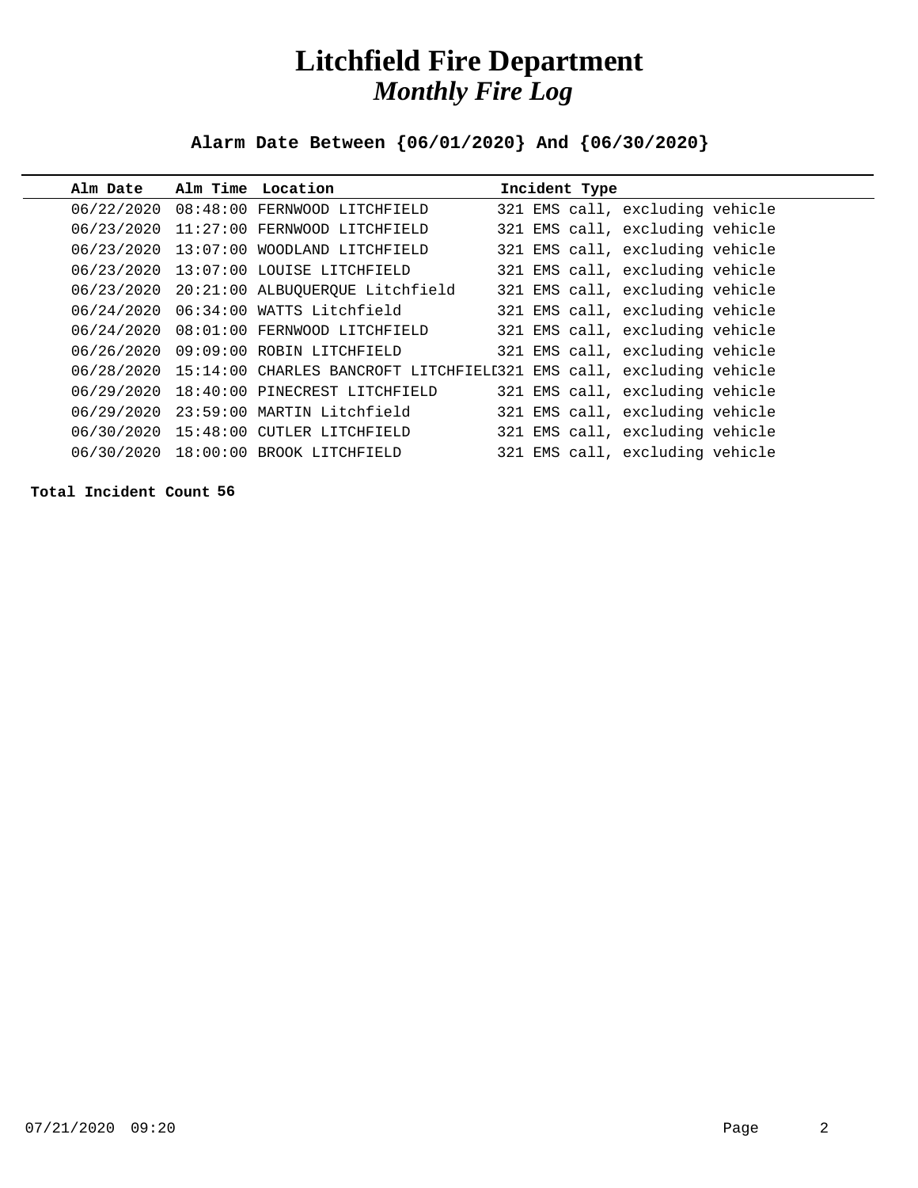# Litchfield Fire Department

## *Monthly Fire Log*

**Alarm Date Between {06/01/2020} And {06/30/2020}**

| Alm Date | Alm Time | Location | Incident Type |
|---|---|---|---|
| 06/22/2020 | 08:48:00 | FERNWOOD LITCHFIELD | 321 EMS call, excluding vehicle |
| 06/23/2020 | 11:27:00 | FERNWOOD LITCHFIELD | 321 EMS call, excluding vehicle |
| 06/23/2020 | 13:07:00 | WOODLAND LITCHFIELD | 321 EMS call, excluding vehicle |
| 06/23/2020 | 13:07:00 | LOUISE LITCHFIELD | 321 EMS call, excluding vehicle |
| 06/23/2020 | 20:21:00 | ALBUQUERQUE Litchfield | 321 EMS call, excluding vehicle |
| 06/24/2020 | 06:34:00 | WATTS Litchfield | 321 EMS call, excluding vehicle |
| 06/24/2020 | 08:01:00 | FERNWOOD LITCHFIELD | 321 EMS call, excluding vehicle |
| 06/26/2020 | 09:09:00 | ROBIN LITCHFIELD | 321 EMS call, excluding vehicle |
| 06/28/2020 | 15:14:00 | CHARLES BANCROFT LITCHFIELD | 321 EMS call, excluding vehicle |
| 06/29/2020 | 18:40:00 | PINECREST LITCHFIELD | 321 EMS call, excluding vehicle |
| 06/29/2020 | 23:59:00 | MARTIN Litchfield | 321 EMS call, excluding vehicle |
| 06/30/2020 | 15:48:00 | CUTLER LITCHFIELD | 321 EMS call, excluding vehicle |
| 06/30/2020 | 18:00:00 | BROOK LITCHFIELD | 321 EMS call, excluding vehicle |

**Total Incident Count 56**

07/21/2020 09:20